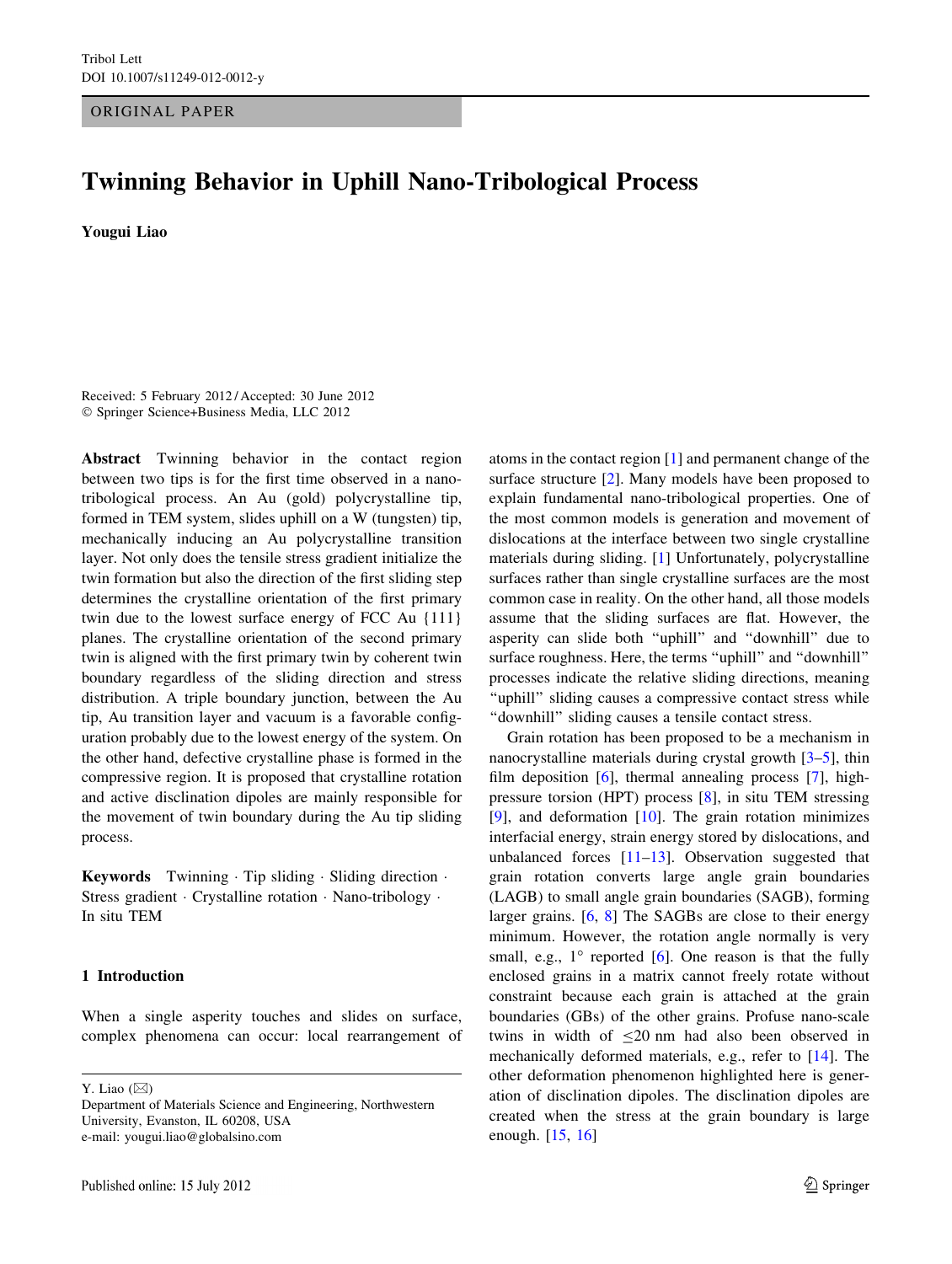ORIGINAL PAPER

# Twinning Behavior in Uphill Nano-Tribological Process

**Yougui Liao**

Received: 5 February 2012 / Accepted: 30 June 2012
© Springer Science+Business Media, LLC 2012

**Abstract** Twinning behavior in the contact region between two tips is for the first time observed in a nano-tribological process. An Au (gold) polycrystalline tip, formed in TEM system, slides uphill on a W (tungsten) tip, mechanically inducing an Au polycrystalline transition layer. Not only does the tensile stress gradient initialize the twin formation but also the direction of the first sliding step determines the crystalline orientation of the first primary twin due to the lowest surface energy of FCC Au {111} planes. The crystalline orientation of the second primary twin is aligned with the first primary twin by coherent twin boundary regardless of the sliding direction and stress distribution. A triple boundary junction, between the Au tip, Au transition layer and vacuum is a favorable configuration probably due to the lowest energy of the system. On the other hand, defective crystalline phase is formed in the compressive region. It is proposed that crystalline rotation and active disclination dipoles are mainly responsible for the movement of twin boundary during the Au tip sliding process.

**Keywords** Twinning · Tip sliding · Sliding direction · Stress gradient · Crystalline rotation · Nano-tribology · In situ TEM

## 1 Introduction

When a single asperity touches and slides on surface, complex phenomena can occur: local rearrangement of atoms in the contact region [1] and permanent change of the surface structure [2]. Many models have been proposed to explain fundamental nano-tribological properties. One of the most common models is generation and movement of dislocations at the interface between two single crystalline materials during sliding. [1] Unfortunately, polycrystalline surfaces rather than single crystalline surfaces are the most common case in reality. On the other hand, all those models assume that the sliding surfaces are flat. However, the asperity can slide both "uphill" and "downhill" due to surface roughness. Here, the terms "uphill" and "downhill" processes indicate the relative sliding directions, meaning "uphill" sliding causes a compressive contact stress while "downhill" sliding causes a tensile contact stress.

Grain rotation has been proposed to be a mechanism in nanocrystalline materials during crystal growth [3–5], thin film deposition [6], thermal annealing process [7], high-pressure torsion (HPT) process [8], in situ TEM stressing [9], and deformation [10]. The grain rotation minimizes interfacial energy, strain energy stored by dislocations, and unbalanced forces [11–13]. Observation suggested that grain rotation converts large angle grain boundaries (LAGB) to small angle grain boundaries (SAGB), forming larger grains. [6, 8] The SAGBs are close to their energy minimum. However, the rotation angle normally is very small, e.g., 1° reported [6]. One reason is that the fully enclosed grains in a matrix cannot freely rotate without constraint because each grain is attached at the grain boundaries (GBs) of the other grains. Profuse nano-scale twins in width of ≤20 nm had also been observed in mechanically deformed materials, e.g., refer to [14]. The other deformation phenomenon highlighted here is generation of disclination dipoles. The disclination dipoles are created when the stress at the grain boundary is large enough. [15, 16]

Y. Liao (✉)
Department of Materials Science and Engineering, Northwestern University, Evanston, IL 60208, USA
e-mail: yougui.liao@globalsino.com

Published online: 15 July 2012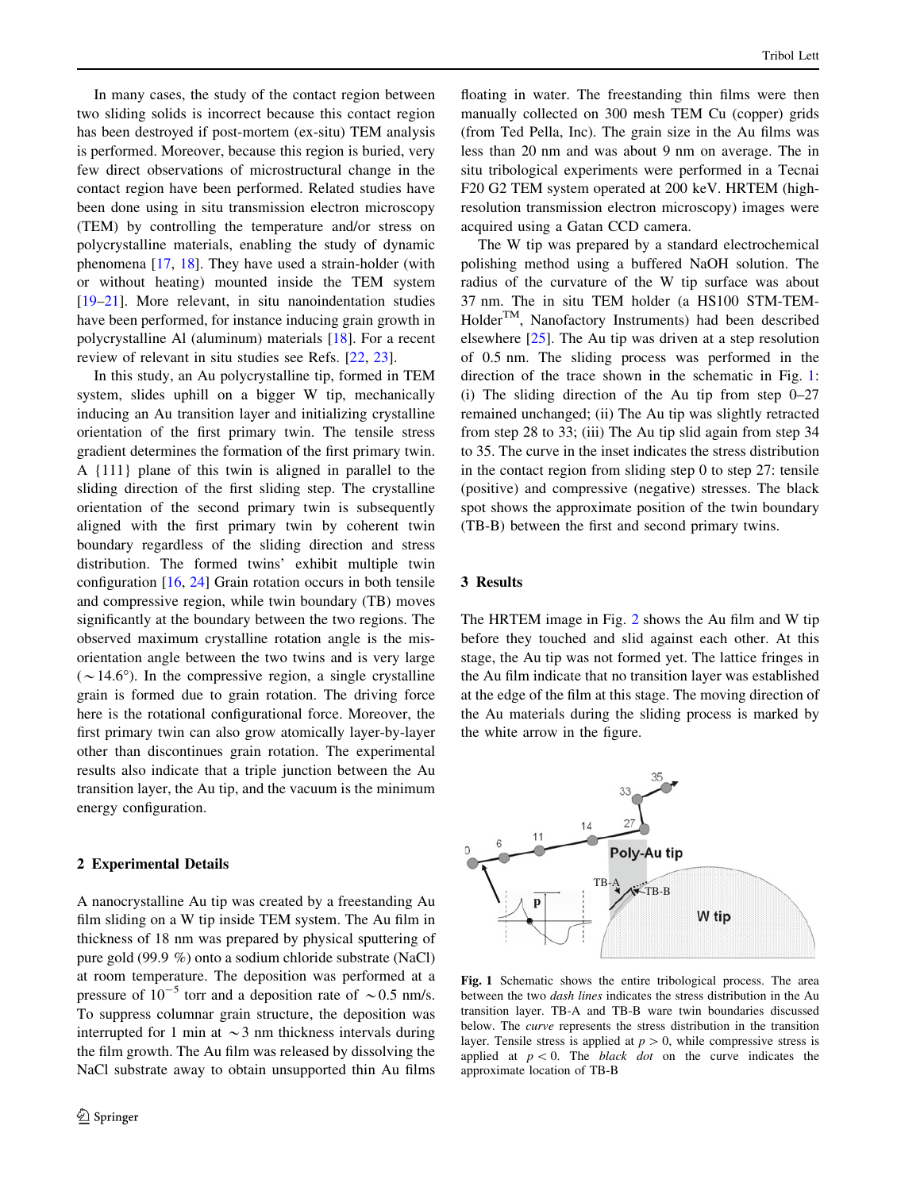In many cases, the study of the contact region between two sliding solids is incorrect because this contact region has been destroyed if post-mortem (ex-situ) TEM analysis is performed. Moreover, because this region is buried, very few direct observations of microstructural change in the contact region have been performed. Related studies have been done using in situ transmission electron microscopy (TEM) by controlling the temperature and/or stress on polycrystalline materials, enabling the study of dynamic phenomena [17, 18]. They have used a strain-holder (with or without heating) mounted inside the TEM system [19–21]. More relevant, in situ nanoindentation studies have been performed, for instance inducing grain growth in polycrystalline Al (aluminum) materials [18]. For a recent review of relevant in situ studies see Refs. [22, 23].

In this study, an Au polycrystalline tip, formed in TEM system, slides uphill on a bigger W tip, mechanically inducing an Au transition layer and initializing crystalline orientation of the first primary twin. The tensile stress gradient determines the formation of the first primary twin. A {111} plane of this twin is aligned in parallel to the sliding direction of the first sliding step. The crystalline orientation of the second primary twin is subsequently aligned with the first primary twin by coherent twin boundary regardless of the sliding direction and stress distribution. The formed twins' exhibit multiple twin configuration [16, 24] Grain rotation occurs in both tensile and compressive region, while twin boundary (TB) moves significantly at the boundary between the two regions. The observed maximum crystalline rotation angle is the misorientation angle between the two twins and is very large ($\sim$14.6°). In the compressive region, a single crystalline grain is formed due to grain rotation. The driving force here is the rotational configurational force. Moreover, the first primary twin can also grow atomically layer-by-layer other than discontinues grain rotation. The experimental results also indicate that a triple junction between the Au transition layer, the Au tip, and the vacuum is the minimum energy configuration.

## 2 Experimental Details

A nanocrystalline Au tip was created by a freestanding Au film sliding on a W tip inside TEM system. The Au film in thickness of 18 nm was prepared by physical sputtering of pure gold (99.9 %) onto a sodium chloride substrate (NaCl) at room temperature. The deposition was performed at a pressure of $10^{-5}$ torr and a deposition rate of $\sim$0.5 nm/s. To suppress columnar grain structure, the deposition was interrupted for 1 min at $\sim$3 nm thickness intervals during the film growth. The Au film was released by dissolving the NaCl substrate away to obtain unsupported thin Au films floating in water. The freestanding thin films were then manually collected on 300 mesh TEM Cu (copper) grids (from Ted Pella, Inc). The grain size in the Au films was less than 20 nm and was about 9 nm on average. The in situ tribological experiments were performed in a Tecnai F20 G2 TEM system operated at 200 keV. HRTEM (high-resolution transmission electron microscopy) images were acquired using a Gatan CCD camera.

The W tip was prepared by a standard electrochemical polishing method using a buffered NaOH solution. The radius of the curvature of the W tip surface was about 37 nm. The in situ TEM holder (a HS100 STM-TEM-Holder™, Nanofactory Instruments) had been described elsewhere [25]. The Au tip was driven at a step resolution of 0.5 nm. The sliding process was performed in the direction of the trace shown in the schematic in Fig. 1: (i) The sliding direction of the Au tip from step 0–27 remained unchanged; (ii) The Au tip was slightly retracted from step 28 to 33; (iii) The Au tip slid again from step 34 to 35. The curve in the inset indicates the stress distribution in the contact region from sliding step 0 to step 27: tensile (positive) and compressive (negative) stresses. The black spot shows the approximate position of the twin boundary (TB-B) between the first and second primary twins.

## 3 Results

The HRTEM image in Fig. 2 shows the Au film and W tip before they touched and slid against each other. At this stage, the Au tip was not formed yet. The lattice fringes in the Au film indicate that no transition layer was established at the edge of the film at this stage. The moving direction of the Au materials during the sliding process is marked by the white arrow in the figure.

**Fig. 1** Schematic shows the entire tribological process. The area between the two *dash lines* indicates the stress distribution in the Au transition layer. TB-A and TB-B ware twin boundaries discussed below. The *curve* represents the stress distribution in the transition layer. Tensile stress is applied at $p > 0$, while compressive stress is applied at $p < 0$. The *black dot* on the curve indicates the approximate location of TB-B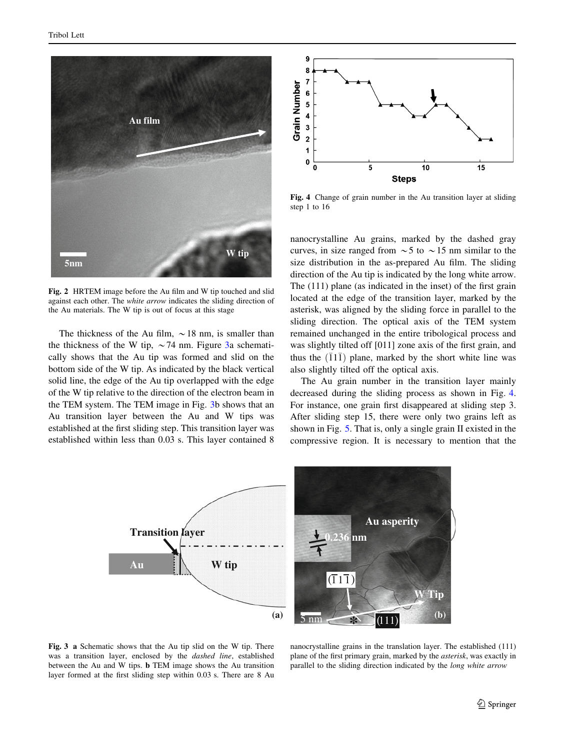Fig. 2 HRTEM image before the Au film and W tip touched and slid against each other. The *white arrow* indicates the sliding direction of the Au materials. The W tip is out of focus at this stage

The thickness of the Au film, ~18 nm, is smaller than the thickness of the W tip, ~74 nm. Figure 3a schematically shows that the Au tip was formed and slid on the bottom side of the W tip. As indicated by the black vertical solid line, the edge of the Au tip overlapped with the edge of the W tip relative to the direction of the electron beam in the TEM system. The TEM image in Fig. 3b shows that an Au transition layer between the Au and W tips was established at the first sliding step. This transition layer was established within less than 0.03 s. This layer contained 8 nanocrystalline Au grains, marked by the dashed gray curves, in size ranged from ~5 to ~15 nm similar to the size distribution in the as-prepared Au film. The sliding direction of the Au tip is indicated by the long white arrow. The (111) plane (as indicated in the inset) of the first grain located at the edge of the transition layer, marked by the asterisk, was aligned by the sliding force in parallel to the sliding direction. The optical axis of the TEM system remained unchanged in the entire tribological process and was slightly tilted off [011] zone axis of the first grain, and thus the $(\bar{1}1\bar{1})$ plane, marked by the short white line was also slightly tilted off the optical axis.

Fig. 4 Change of grain number in the Au transition layer at sliding step 1 to 16

The Au grain number in the transition layer mainly decreased during the sliding process as shown in Fig. 4. For instance, one grain first disappeared at sliding step 3. After sliding step 15, there were only two grains left as shown in Fig. 5. That is, only a single grain II existed in the compressive region. It is necessary to mention that the

Fig. 3 **a** Schematic shows that the Au tip slid on the W tip. There was a transition layer, enclosed by the *dashed line*, established between the Au and W tips. **b** TEM image shows the Au transition layer formed at the first sliding step within 0.03 s. There are 8 Au nanocrystalline grains in the translation layer. The established (111) plane of the first primary grain, marked by the *asterisk*, was exactly in parallel to the sliding direction indicated by the *long white arrow*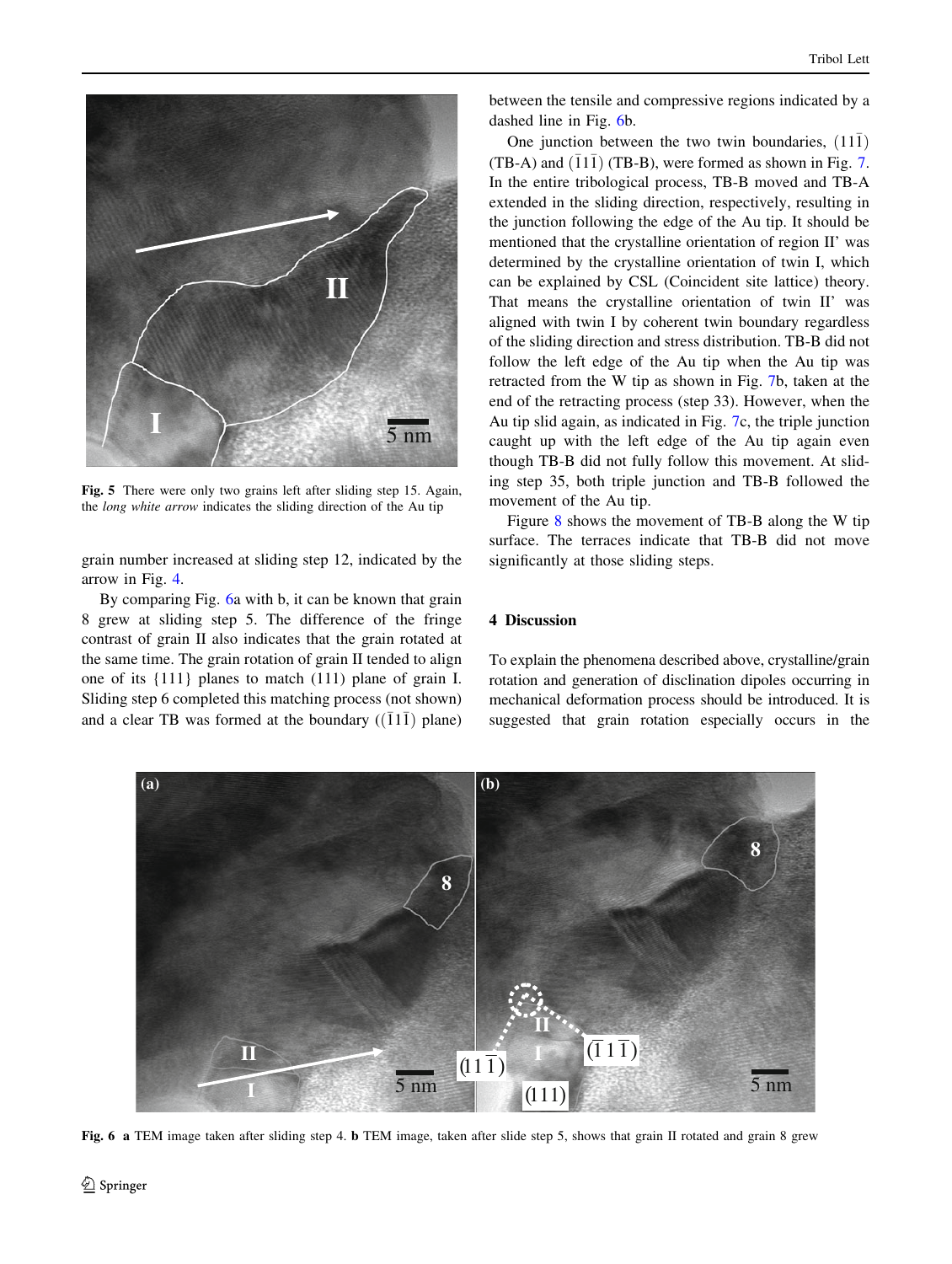Fig. 5 There were only two grains left after sliding step 15. Again, the *long white arrow* indicates the sliding direction of the Au tip

grain number increased at sliding step 12, indicated by the arrow in Fig. 4.

By comparing Fig. 6a with b, it can be known that grain 8 grew at sliding step 5. The difference of the fringe contrast of grain II also indicates that the grain rotated at the same time. The grain rotation of grain II tended to align one of its {111} planes to match (111) plane of grain I. Sliding step 6 completed this matching process (not shown) and a clear TB was formed at the boundary ($(\bar{1}1\bar{1})$ plane) between the tensile and compressive regions indicated by a dashed line in Fig. 6b.

One junction between the two twin boundaries, $(11\bar{1})$ (TB-A) and $(\bar{1}1\bar{1})$ (TB-B), were formed as shown in Fig. 7. In the entire tribological process, TB-B moved and TB-A extended in the sliding direction, respectively, resulting in the junction following the edge of the Au tip. It should be mentioned that the crystalline orientation of region II' was determined by the crystalline orientation of twin I, which can be explained by CSL (Coincident site lattice) theory. That means the crystalline orientation of twin II' was aligned with twin I by coherent twin boundary regardless of the sliding direction and stress distribution. TB-B did not follow the left edge of the Au tip when the Au tip was retracted from the W tip as shown in Fig. 7b, taken at the end of the retracting process (step 33). However, when the Au tip slid again, as indicated in Fig. 7c, the triple junction caught up with the left edge of the Au tip again even though TB-B did not fully follow this movement. At sliding step 35, both triple junction and TB-B followed the movement of the Au tip.

Figure 8 shows the movement of TB-B along the W tip surface. The terraces indicate that TB-B did not move significantly at those sliding steps.

## 4 Discussion

To explain the phenomena described above, crystalline/grain rotation and generation of disclination dipoles occurring in mechanical deformation process should be introduced. It is suggested that grain rotation especially occurs in the

**Fig. 6** **a** TEM image taken after sliding step 4. **b** TEM image, taken after slide step 5, shows that grain II rotated and grain 8 grew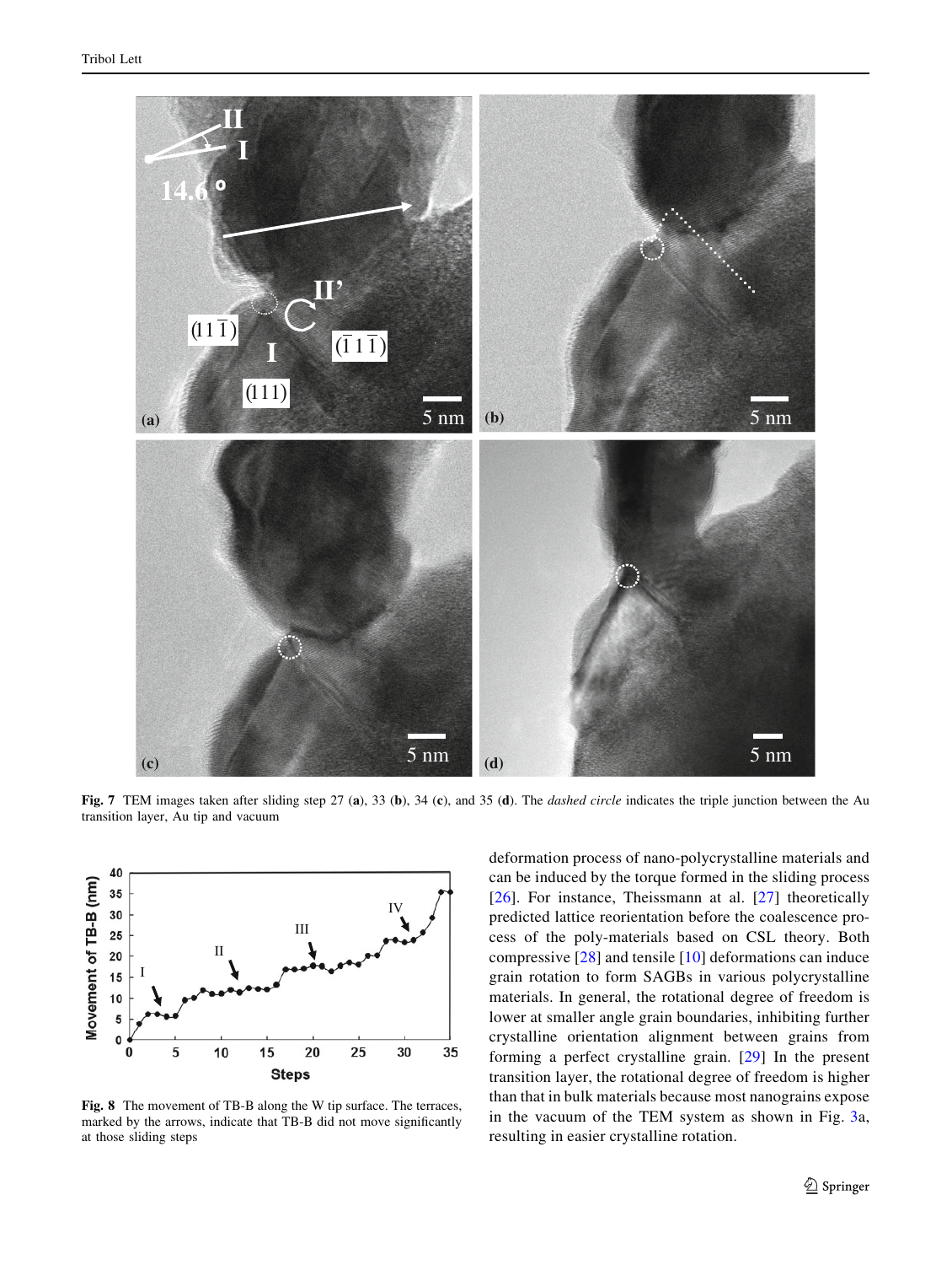**Fig. 7** TEM images taken after sliding step 27 (**a**), 33 (**b**), 34 (**c**), and 35 (**d**). The *dashed circle* indicates the triple junction between the Au transition layer, Au tip and vacuum

**Fig. 8** The movement of TB-B along the W tip surface. The terraces, marked by the arrows, indicate that TB-B did not move significantly at those sliding steps

deformation process of nano-polycrystalline materials and can be induced by the torque formed in the sliding process [26]. For instance, Theissmann at al. [27] theoretically predicted lattice reorientation before the coalescence process of the poly-materials based on CSL theory. Both compressive [28] and tensile [10] deformations can induce grain rotation to form SAGBs in various polycrystalline materials. In general, the rotational degree of freedom is lower at smaller angle grain boundaries, inhibiting further crystalline orientation alignment between grains from forming a perfect crystalline grain. [29] In the present transition layer, the rotational degree of freedom is higher than that in bulk materials because most nanograins expose in the vacuum of the TEM system as shown in Fig. 3a, resulting in easier crystalline rotation.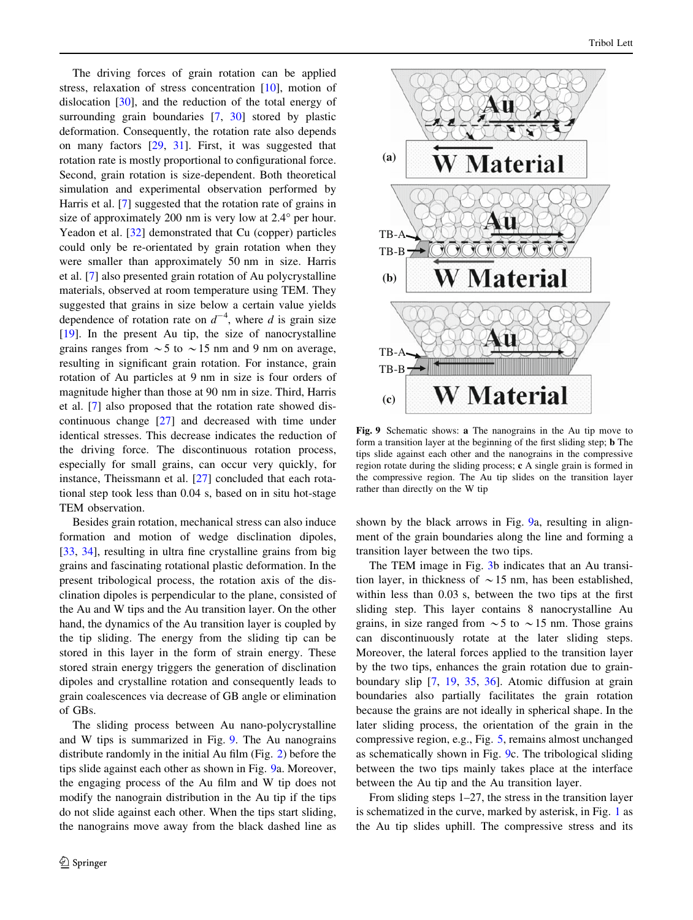The driving forces of grain rotation can be applied stress, relaxation of stress concentration [10], motion of dislocation [30], and the reduction of the total energy of surrounding grain boundaries [7, 30] stored by plastic deformation. Consequently, the rotation rate also depends on many factors [29, 31]. First, it was suggested that rotation rate is mostly proportional to configurational force. Second, grain rotation is size-dependent. Both theoretical simulation and experimental observation performed by Harris et al. [7] suggested that the rotation rate of grains in size of approximately 200 nm is very low at 2.4° per hour. Yeadon et al. [32] demonstrated that Cu (copper) particles could only be re-orientated by grain rotation when they were smaller than approximately 50 nm in size. Harris et al. [7] also presented grain rotation of Au polycrystalline materials, observed at room temperature using TEM. They suggested that grains in size below a certain value yields dependence of rotation rate on $d^{-4}$, where $d$ is grain size [19]. In the present Au tip, the size of nanocrystalline grains ranges from ~5 to ~15 nm and 9 nm on average, resulting in significant grain rotation. For instance, grain rotation of Au particles at 9 nm in size is four orders of magnitude higher than those at 90 nm in size. Third, Harris et al. [7] also proposed that the rotation rate showed discontinuous change [27] and decreased with time under identical stresses. This decrease indicates the reduction of the driving force. The discontinuous rotation process, especially for small grains, can occur very quickly, for instance, Theissmann et al. [27] concluded that each rotational step took less than 0.04 s, based on in situ hot-stage TEM observation.

Besides grain rotation, mechanical stress can also induce formation and motion of wedge disclination dipoles, [33, 34], resulting in ultra fine crystalline grains from big grains and fascinating rotational plastic deformation. In the present tribological process, the rotation axis of the disclination dipoles is perpendicular to the plane, consisted of the Au and W tips and the Au transition layer. On the other hand, the dynamics of the Au transition layer is coupled by the tip sliding. The energy from the sliding tip can be stored in this layer in the form of strain energy. These stored strain energy triggers the generation of disclination dipoles and crystalline rotation and consequently leads to grain coalescences via decrease of GB angle or elimination of GBs.

The sliding process between Au nano-polycrystalline and W tips is summarized in Fig. 9. The Au nanograins distribute randomly in the initial Au film (Fig. 2) before the tips slide against each other as shown in Fig. 9a. Moreover, the engaging process of the Au film and W tip does not modify the nanograin distribution in the Au tip if the tips do not slide against each other. When the tips start sliding, the nanograins move away from the black dashed line as shown by the black arrows in Fig. 9a, resulting in alignment of the grain boundaries along the line and forming a transition layer between the two tips.

**Fig. 9** Schematic shows: **a** The nanograins in the Au tip move to form a transition layer at the beginning of the first sliding step; **b** The tips slide against each other and the nanograins in the compressive region rotate during the sliding process; **c** A single grain is formed in the compressive region. The Au tip slides on the transition layer rather than directly on the W tip

The TEM image in Fig. 3b indicates that an Au transition layer, in thickness of ~15 nm, has been established, within less than 0.03 s, between the two tips at the first sliding step. This layer contains 8 nanocrystalline Au grains, in size ranged from ~5 to ~15 nm. Those grains can discontinuously rotate at the later sliding steps. Moreover, the lateral forces applied to the transition layer by the two tips, enhances the grain rotation due to grain-boundary slip [7, 19, 35, 36]. Atomic diffusion at grain boundaries also partially facilitates the grain rotation because the grains are not ideally in spherical shape. In the later sliding process, the orientation of the grain in the compressive region, e.g., Fig. 5, remains almost unchanged as schematically shown in Fig. 9c. The tribological sliding between the two tips mainly takes place at the interface between the Au tip and the Au transition layer.

From sliding steps 1–27, the stress in the transition layer is schematized in the curve, marked by asterisk, in Fig. 1 as the Au tip slides uphill. The compressive stress and its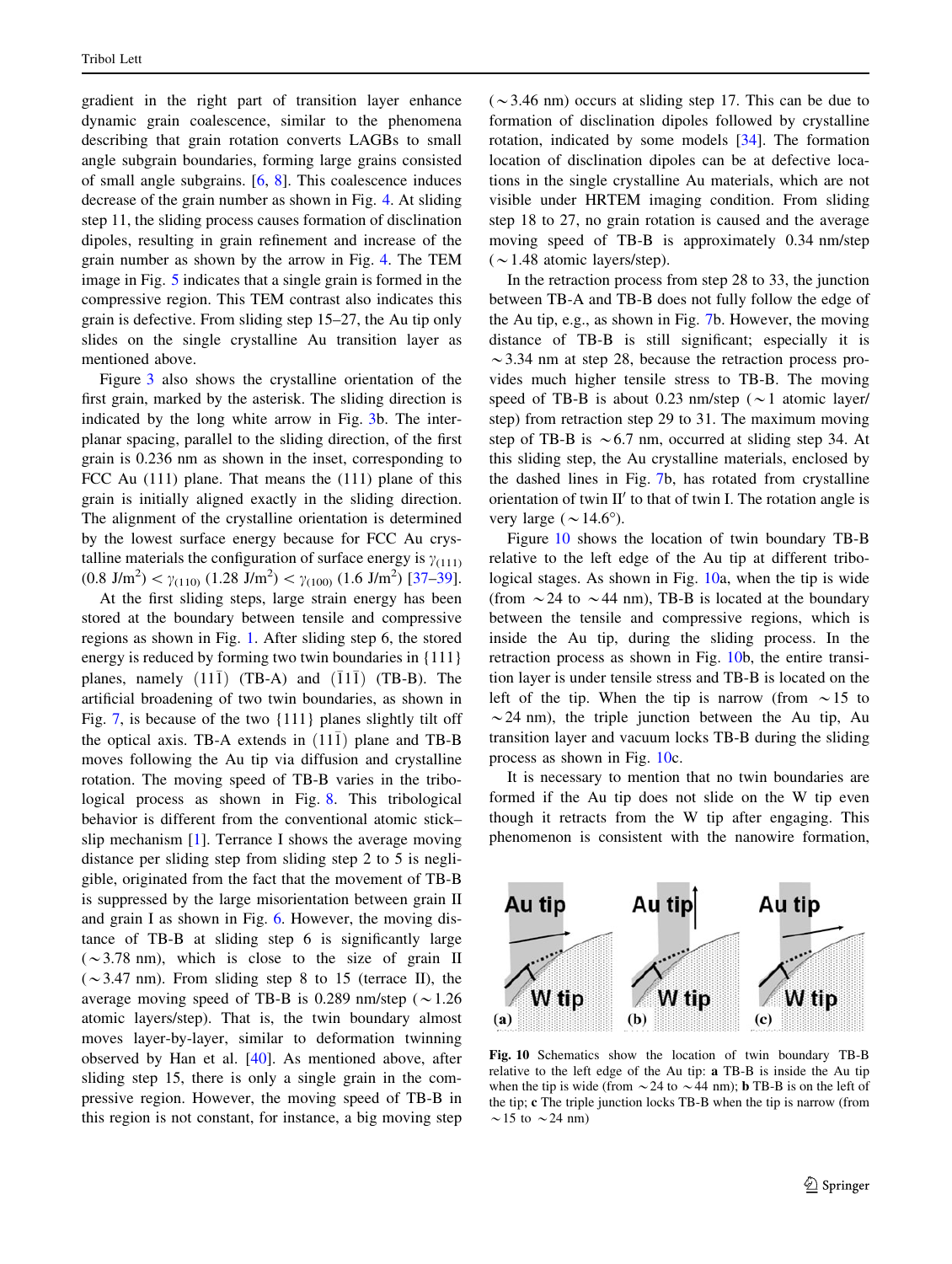gradient in the right part of transition layer enhance dynamic grain coalescence, similar to the phenomena describing that grain rotation converts LAGBs to small angle subgrain boundaries, forming large grains consisted of small angle subgrains. [6, 8]. This coalescence induces decrease of the grain number as shown in Fig. 4. At sliding step 11, the sliding process causes formation of disclination dipoles, resulting in grain refinement and increase of the grain number as shown by the arrow in Fig. 4. The TEM image in Fig. 5 indicates that a single grain is formed in the compressive region. This TEM contrast also indicates this grain is defective. From sliding step 15–27, the Au tip only slides on the single crystalline Au transition layer as mentioned above.

Figure 3 also shows the crystalline orientation of the first grain, marked by the asterisk. The sliding direction is indicated by the long white arrow in Fig. 3b. The interplanar spacing, parallel to the sliding direction, of the first grain is 0.236 nm as shown in the inset, corresponding to FCC Au (111) plane. That means the (111) plane of this grain is initially aligned exactly in the sliding direction. The alignment of the crystalline orientation is determined by the lowest surface energy because for FCC Au crystalline materials the configuration of surface energy is $\gamma_{(111)}$ (0.8 J/m$^2$) < $\gamma_{(110)}$ (1.28 J/m$^2$) < $\gamma_{(100)}$ (1.6 J/m$^2$) [37–39].

At the first sliding steps, large strain energy has been stored at the boundary between tensile and compressive regions as shown in Fig. 1. After sliding step 6, the stored energy is reduced by forming two twin boundaries in {111} planes, namely $(11\bar{1})$ (TB-A) and $(\bar{1}1\bar{1})$ (TB-B). The artificial broadening of two twin boundaries, as shown in Fig. 7, is because of the two {111} planes slightly tilt off the optical axis. TB-A extends in $(11\bar{1})$ plane and TB-B moves following the Au tip via diffusion and crystalline rotation. The moving speed of TB-B varies in the tribological process as shown in Fig. 8. This tribological behavior is different from the conventional atomic stick–slip mechanism [1]. Terrance I shows the average moving distance per sliding step from sliding step 2 to 5 is negligible, originated from the fact that the movement of TB-B is suppressed by the large misorientation between grain II and grain I as shown in Fig. 6. However, the moving distance of TB-B at sliding step 6 is significantly large (~3.78 nm), which is close to the size of grain II (~3.47 nm). From sliding step 8 to 15 (terrace II), the average moving speed of TB-B is 0.289 nm/step (~1.26 atomic layers/step). That is, the twin boundary almost moves layer-by-layer, similar to deformation twinning observed by Han et al. [40]. As mentioned above, after sliding step 15, there is only a single grain in the compressive region. However, the moving speed of TB-B in this region is not constant, for instance, a big moving step (~3.46 nm) occurs at sliding step 17. This can be due to formation of disclination dipoles followed by crystalline rotation, indicated by some models [34]. The formation location of disclination dipoles can be at defective locations in the single crystalline Au materials, which are not visible under HRTEM imaging condition. From sliding step 18 to 27, no grain rotation is caused and the average moving speed of TB-B is approximately 0.34 nm/step (~1.48 atomic layers/step).

In the retraction process from step 28 to 33, the junction between TB-A and TB-B does not fully follow the edge of the Au tip, e.g., as shown in Fig. 7b. However, the moving distance of TB-B is still significant; especially it is ~3.34 nm at step 28, because the retraction process provides much higher tensile stress to TB-B. The moving speed of TB-B is about 0.23 nm/step (~1 atomic layer/step) from retraction step 29 to 31. The maximum moving step of TB-B is ~6.7 nm, occurred at sliding step 34. At this sliding step, the Au crystalline materials, enclosed by the dashed lines in Fig. 7b, has rotated from crystalline orientation of twin II′ to that of twin I. The rotation angle is very large (~14.6°).

Figure 10 shows the location of twin boundary TB-B relative to the left edge of the Au tip at different tribological stages. As shown in Fig. 10a, when the tip is wide (from ~24 to ~44 nm), TB-B is located at the boundary between the tensile and compressive regions, which is inside the Au tip, during the sliding process. In the retraction process as shown in Fig. 10b, the entire transition layer is under tensile stress and TB-B is located on the left of the tip. When the tip is narrow (from ~15 to ~24 nm), the triple junction between the Au tip, Au transition layer and vacuum locks TB-B during the sliding process as shown in Fig. 10c.

It is necessary to mention that no twin boundaries are formed if the Au tip does not slide on the W tip even though it retracts from the W tip after engaging. This phenomenon is consistent with the nanowire formation,

**Fig. 10** Schematics show the location of twin boundary TB-B relative to the left edge of the Au tip: **a** TB-B is inside the Au tip when the tip is wide (from ~24 to ~44 nm); **b** TB-B is on the left of the tip; **c** The triple junction locks TB-B when the tip is narrow (from ~15 to ~24 nm)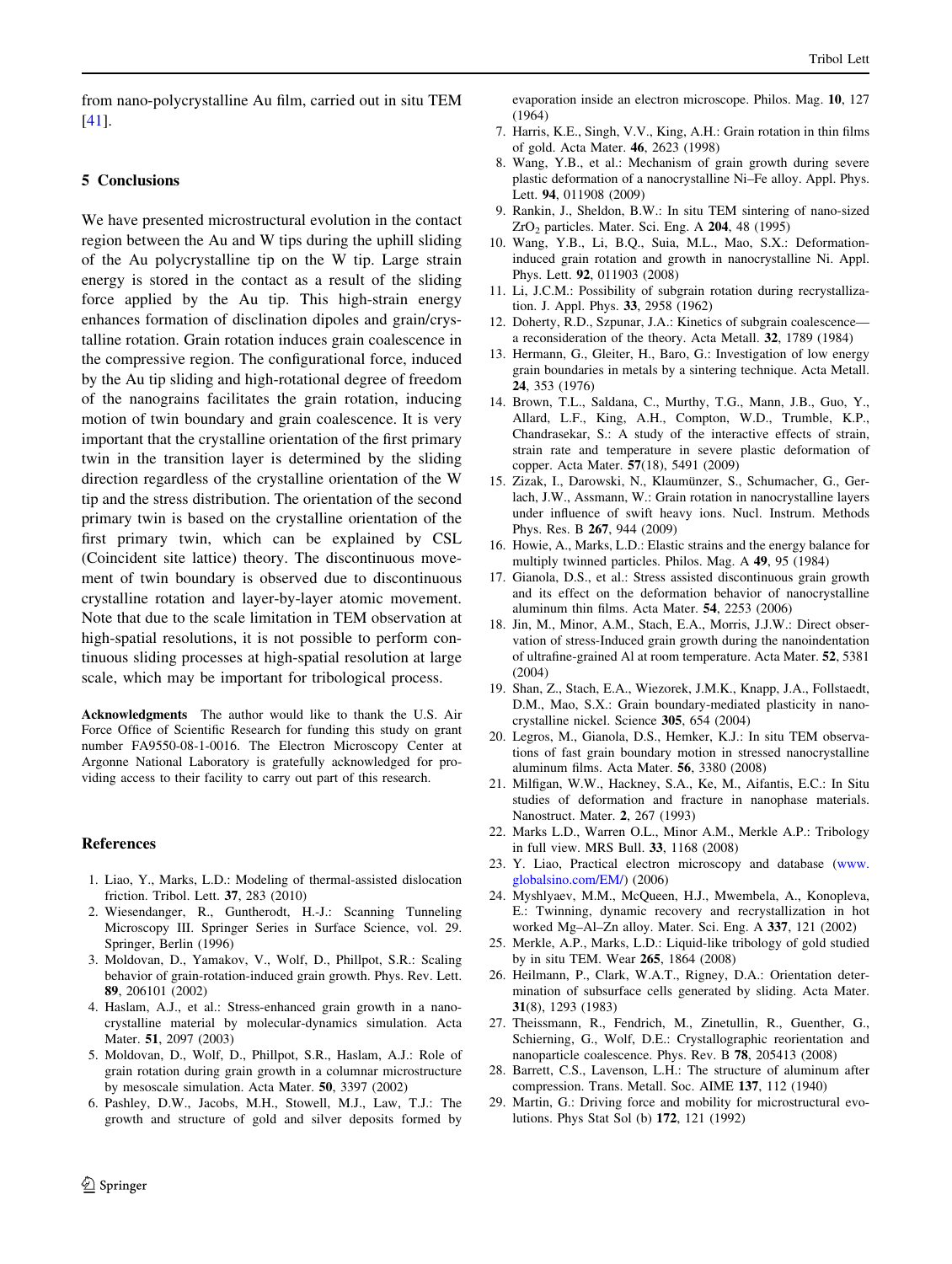from nano-polycrystalline Au film, carried out in situ TEM [41].

## 5 Conclusions

We have presented microstructural evolution in the contact region between the Au and W tips during the uphill sliding of the Au polycrystalline tip on the W tip. Large strain energy is stored in the contact as a result of the sliding force applied by the Au tip. This high-strain energy enhances formation of disclination dipoles and grain/crystalline rotation. Grain rotation induces grain coalescence in the compressive region. The configurational force, induced by the Au tip sliding and high-rotational degree of freedom of the nanograins facilitates the grain rotation, inducing motion of twin boundary and grain coalescence. It is very important that the crystalline orientation of the first primary twin in the transition layer is determined by the sliding direction regardless of the crystalline orientation of the W tip and the stress distribution. The orientation of the second primary twin is based on the crystalline orientation of the first primary twin, which can be explained by CSL (Coincident site lattice) theory. The discontinuous movement of twin boundary is observed due to discontinuous crystalline rotation and layer-by-layer atomic movement. Note that due to the scale limitation in TEM observation at high-spatial resolutions, it is not possible to perform continuous sliding processes at high-spatial resolution at large scale, which may be important for tribological process.

**Acknowledgments** The author would like to thank the U.S. Air Force Office of Scientific Research for funding this study on grant number FA9550-08-1-0016. The Electron Microscopy Center at Argonne National Laboratory is gratefully acknowledged for providing access to their facility to carry out part of this research.

## References

1. Liao, Y., Marks, L.D.: Modeling of thermal-assisted dislocation friction. Tribol. Lett. **37**, 283 (2010)
2. Wiesendanger, R., Guntherodt, H.-J.: Scanning Tunneling Microscopy III. Springer Series in Surface Science, vol. 29. Springer, Berlin (1996)
3. Moldovan, D., Yamakov, V., Wolf, D., Phillpot, S.R.: Scaling behavior of grain-rotation-induced grain growth. Phys. Rev. Lett. **89**, 206101 (2002)
4. Haslam, A.J., et al.: Stress-enhanced grain growth in a nanocrystalline material by molecular-dynamics simulation. Acta Mater. **51**, 2097 (2003)
5. Moldovan, D., Wolf, D., Phillpot, S.R., Haslam, A.J.: Role of grain rotation during grain growth in a columnar microstructure by mesoscale simulation. Acta Mater. **50**, 3397 (2002)
6. Pashley, D.W., Jacobs, M.H., Stowell, M.J., Law, T.J.: The growth and structure of gold and silver deposits formed by evaporation inside an electron microscope. Philos. Mag. **10**, 127 (1964)
7. Harris, K.E., Singh, V.V., King, A.H.: Grain rotation in thin films of gold. Acta Mater. **46**, 2623 (1998)
8. Wang, Y.B., et al.: Mechanism of grain growth during severe plastic deformation of a nanocrystalline Ni–Fe alloy. Appl. Phys. Lett. **94**, 011908 (2009)
9. Rankin, J., Sheldon, B.W.: In situ TEM sintering of nano-sized $ZrO_2$ particles. Mater. Sci. Eng. A **204**, 48 (1995)
10. Wang, Y.B., Li, B.Q., Suia, M.L., Mao, S.X.: Deformation-induced grain rotation and growth in nanocrystalline Ni. Appl. Phys. Lett. **92**, 011903 (2008)
11. Li, J.C.M.: Possibility of subgrain rotation during recrystallization. J. Appl. Phys. **33**, 2958 (1962)
12. Doherty, R.D., Szpunar, J.A.: Kinetics of subgrain coalescence—a reconsideration of the theory. Acta Metall. **32**, 1789 (1984)
13. Hermann, G., Gleiter, H., Baro, G.: Investigation of low energy grain boundaries in metals by a sintering technique. Acta Metall. **24**, 353 (1976)
14. Brown, T.L., Saldana, C., Murthy, T.G., Mann, J.B., Guo, Y., Allard, L.F., King, A.H., Compton, W.D., Trumble, K.P., Chandrasekar, S.: A study of the interactive effects of strain, strain rate and temperature in severe plastic deformation of copper. Acta Mater. **57**(18), 5491 (2009)
15. Zizak, I., Darowski, N., Klaumünzer, S., Schumacher, G., Gerlach, J.W., Assmann, W.: Grain rotation in nanocrystalline layers under influence of swift heavy ions. Nucl. Instrum. Methods Phys. Res. B **267**, 944 (2009)
16. Howie, A., Marks, L.D.: Elastic strains and the energy balance for multiply twinned particles. Philos. Mag. A **49**, 95 (1984)
17. Gianola, D.S., et al.: Stress assisted discontinuous grain growth and its effect on the deformation behavior of nanocrystalline aluminum thin films. Acta Mater. **54**, 2253 (2006)
18. Jin, M., Minor, A.M., Stach, E.A., Morris, J.J.W.: Direct observation of stress-Induced grain growth during the nanoindentation of ultrafine-grained Al at room temperature. Acta Mater. **52**, 5381 (2004)
19. Shan, Z., Stach, E.A., Wiezorek, J.M.K., Knapp, J.A., Follstaedt, D.M., Mao, S.X.: Grain boundary-mediated plasticity in nanocrystalline nickel. Science **305**, 654 (2004)
20. Legros, M., Gianola, D.S., Hemker, K.J.: In situ TEM observations of fast grain boundary motion in stressed nanocrystalline aluminum films. Acta Mater. **56**, 3380 (2008)
21. Milfigan, W.W., Hackney, S.A., Ke, M., Aifantis, E.C.: In Situ studies of deformation and fracture in nanophase materials. Nanostruct. Mater. **2**, 267 (1993)
22. Marks L.D., Warren O.L., Minor A.M., Merkle A.P.: Tribology in full view. MRS Bull. **33**, 1168 (2008)
23. Y. Liao, Practical electron microscopy and database (www.globalsino.com/EM/) (2006)
24. Myshlyaev, M.M., McQueen, H.J., Mwembela, A., Konopleva, E.: Twinning, dynamic recovery and recrystallization in hot worked Mg–Al–Zn alloy. Mater. Sci. Eng. A **337**, 121 (2002)
25. Merkle, A.P., Marks, L.D.: Liquid-like tribology of gold studied by in situ TEM. Wear **265**, 1864 (2008)
26. Heilmann, P., Clark, W.A.T., Rigney, D.A.: Orientation determination of subsurface cells generated by sliding. Acta Mater. **31**(8), 1293 (1983)
27. Theissmann, R., Fendrich, M., Zinetullin, R., Guenther, G., Schierning, G., Wolf, D.E.: Crystallographic reorientation and nanoparticle coalescence. Phys. Rev. B **78**, 205413 (2008)
28. Barrett, C.S., Levenson, L.H.: The structure of aluminum after compression. Trans. Metall. Soc. AIME **137**, 112 (1940)
29. Martin, G.: Driving force and mobility for microstructural evolutions. Phys Stat Sol (b) **172**, 121 (1992)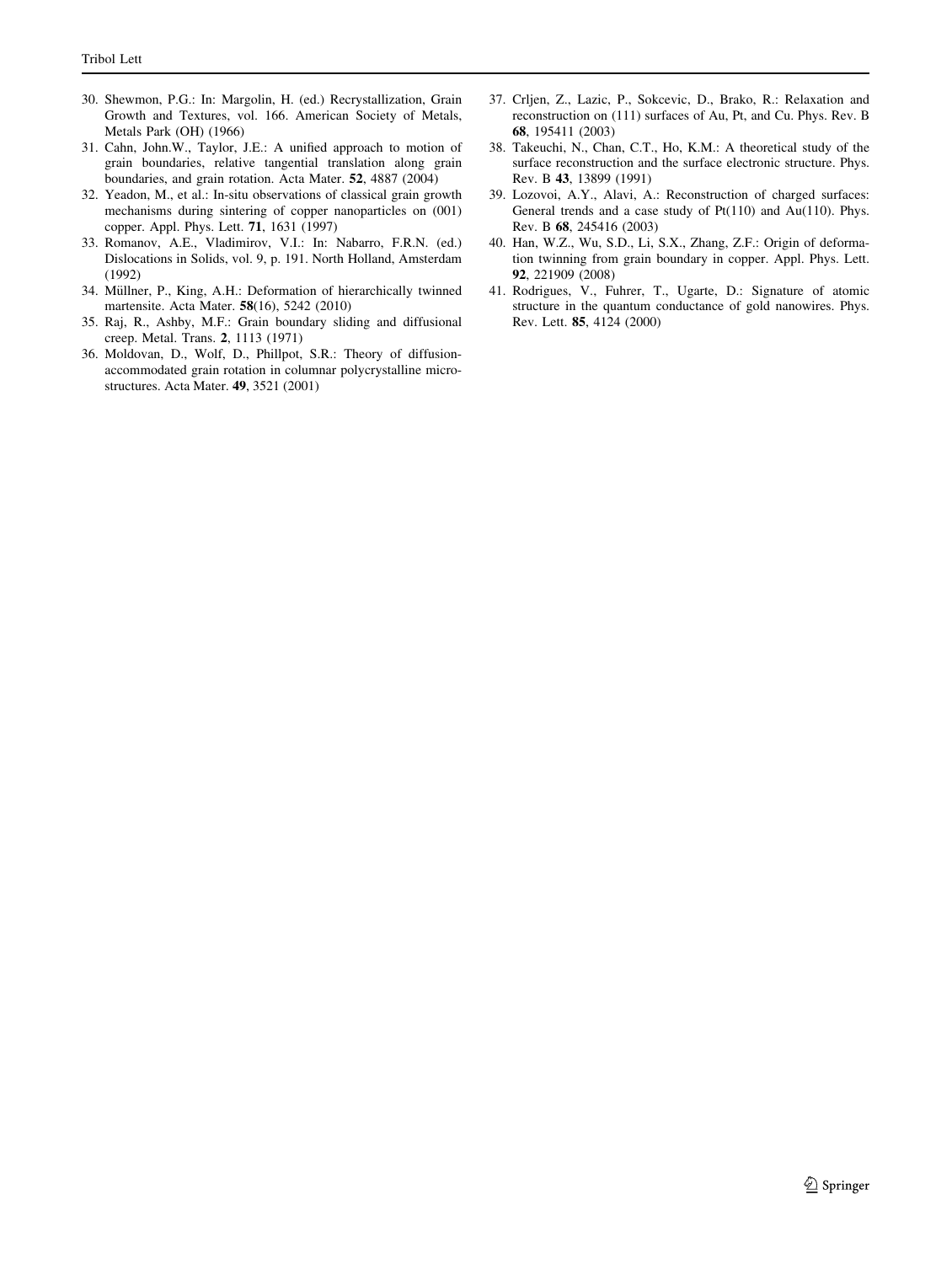30. Shewmon, P.G.: In: Margolin, H. (ed.) Recrystallization, Grain Growth and Textures, vol. 166. American Society of Metals, Metals Park (OH) (1966)
31. Cahn, John.W., Taylor, J.E.: A unified approach to motion of grain boundaries, relative tangential translation along grain boundaries, and grain rotation. Acta Mater. **52**, 4887 (2004)
32. Yeadon, M., et al.: In-situ observations of classical grain growth mechanisms during sintering of copper nanoparticles on (001) copper. Appl. Phys. Lett. **71**, 1631 (1997)
33. Romanov, A.E., Vladimirov, V.I.: In: Nabarro, F.R.N. (ed.) Dislocations in Solids, vol. 9, p. 191. North Holland, Amsterdam (1992)
34. Müllner, P., King, A.H.: Deformation of hierarchically twinned martensite. Acta Mater. **58**(16), 5242 (2010)
35. Raj, R., Ashby, M.F.: Grain boundary sliding and diffusional creep. Metal. Trans. **2**, 1113 (1971)
36. Moldovan, D., Wolf, D., Phillpot, S.R.: Theory of diffusion-accommodated grain rotation in columnar polycrystalline microstructures. Acta Mater. **49**, 3521 (2001)
37. Crljen, Z., Lazic, P., Sokcevic, D., Brako, R.: Relaxation and reconstruction on (111) surfaces of Au, Pt, and Cu. Phys. Rev. B **68**, 195411 (2003)
38. Takeuchi, N., Chan, C.T., Ho, K.M.: A theoretical study of the surface reconstruction and the surface electronic structure. Phys. Rev. B **43**, 13899 (1991)
39. Lozovoi, A.Y., Alavi, A.: Reconstruction of charged surfaces: General trends and a case study of Pt(110) and Au(110). Phys. Rev. B **68**, 245416 (2003)
40. Han, W.Z., Wu, S.D., Li, S.X., Zhang, Z.F.: Origin of deformation twinning from grain boundary in copper. Appl. Phys. Lett. **92**, 221909 (2008)
41. Rodrigues, V., Fuhrer, T., Ugarte, D.: Signature of atomic structure in the quantum conductance of gold nanowires. Phys. Rev. Lett. **85**, 4124 (2000)